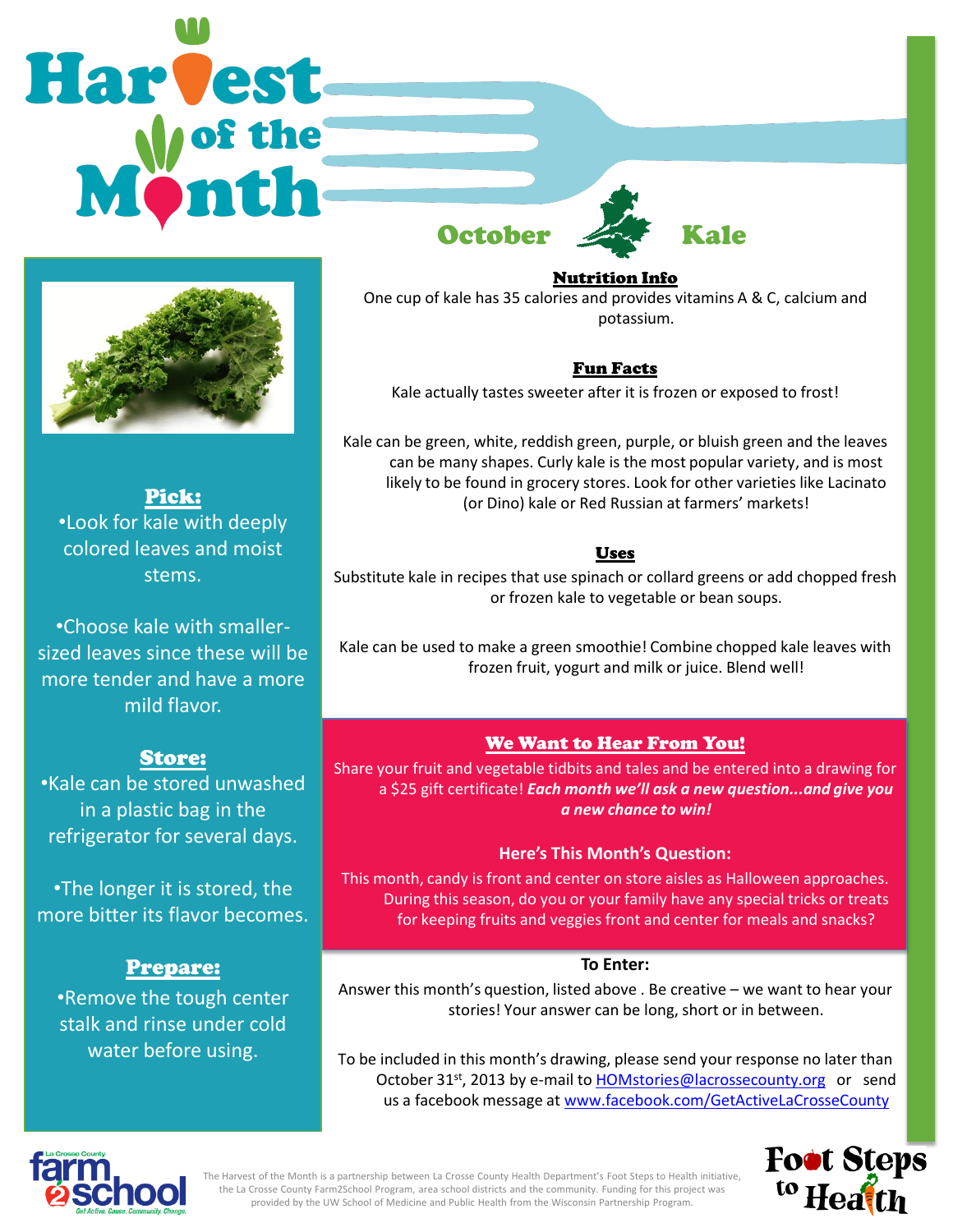# Harvest of the Month

## October Kale

### Pick:

- Look for kale with deeply colored leaves and moist stems.
- Choose kale with smaller-sized leaves since these will be more tender and have a more mild flavor.

### Store:

- Kale can be stored unwashed in a plastic bag in the refrigerator for several days.
- The longer it is stored, the more bitter its flavor becomes.

### Prepare:

- Remove the tough center stalk and rinse under cold water before using.

### Nutrition Info

One cup of kale has 35 calories and provides vitamins A & C, calcium and potassium.

### Fun Facts

Kale actually tastes sweeter after it is frozen or exposed to frost!

Kale can be green, white, reddish green, purple, or bluish green and the leaves can be many shapes. Curly kale is the most popular variety, and is most likely to be found in grocery stores. Look for other varieties like Lacinato (or Dino) kale or Red Russian at farmers' markets!

### Uses

Substitute kale in recipes that use spinach or collard greens or add chopped fresh or frozen kale to vegetable or bean soups.

Kale can be used to make a green smoothie! Combine chopped kale leaves with frozen fruit, yogurt and milk or juice. Blend well!

### We Want to Hear From You!

Share your fruit and vegetable tidbits and tales and be entered into a drawing for a $25 gift certificate! ***Each month we'll ask a new question...and give you a new chance to win!***

**Here's This Month's Question:**

This month, candy is front and center on store aisles as Halloween approaches. During this season, do you or your family have any special tricks or treats for keeping fruits and veggies front and center for meals and snacks?

**To Enter:**

Answer this month's question, listed above . Be creative – we want to hear your stories! Your answer can be long, short or in between.

To be included in this month's drawing, please send your response no later than October 31st, 2013 by e-mail to HOMstories@lacrossecounty.org or send us a facebook message at www.facebook.com/GetActiveLaCrosseCounty

La Crosse County farm2school — Get Active. Cause. Community. Change.

The Harvest of the Month is a partnership between La Crosse County Health Department's Foot Steps to Health initiative, the La Crosse County Farm2School Program, area school districts and the community. Funding for this project was provided by the UW School of Medicine and Public Health from the Wisconsin Partnership Program.

Foot Steps to Health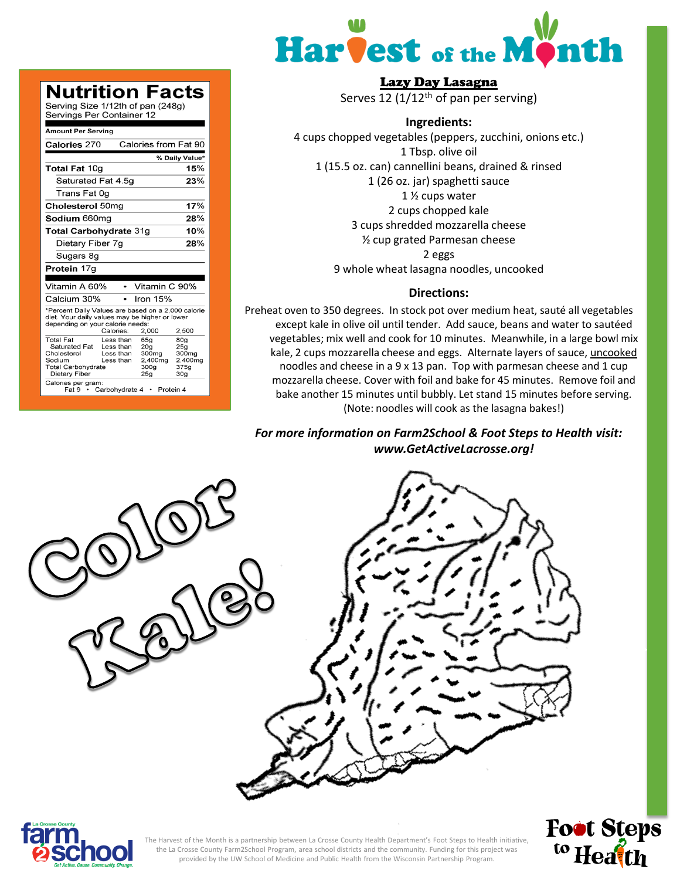# Harvest of the Month

## Nutrition Facts

Serving Size 1/12th of pan (248g)
Servings Per Container 12

| | |
|---|---|
| **Amount Per Serving** | |
| **Calories** 270 | Calories from Fat 90 |
| | **% Daily Value*** |
| **Total Fat** 10g | **15%** |
| Saturated Fat 4.5g | **23%** |
| Trans Fat 0g | |
| **Cholesterol** 50mg | **17%** |
| **Sodium** 660mg | **28%** |
| **Total Carbohydrate** 31g | **10%** |
| Dietary Fiber 7g | **28%** |
| Sugars 8g | |
| **Protein** 17g | |

| | |
|---|---|
| Vitamin A 60% | Vitamin C 90% |
| Calcium 30% | Iron 15% |

*Percent Daily Values are based on a 2,000 calorie diet. Your daily values may be higher or lower depending on your calorie needs:

| | | Calories: | 2,000 | 2,500 |
|---|---|---|---|---|
| Total Fat | Less than | | 65g | 80g |
| Saturated Fat | Less than | | 20g | 25g |
| Cholesterol | Less than | | 300mg | 300mg |
| Sodium | Less than | | 2,400mg | 2,400mg |
| Total Carbohydrate | | | 300g | 375g |
| Dietary Fiber | | | 25g | 30g |

Calories per gram:
Fat 9 • Carbohydrate 4 • Protein 4

## Lazy Day Lasagna

Serves 12 (1/12th of pan per serving)

### Ingredients:

4 cups chopped vegetables (peppers, zucchini, onions etc.)
1 Tbsp. olive oil
1 (15.5 oz. can) cannellini beans, drained & rinsed
1 (26 oz. jar) spaghetti sauce
1 ½ cups water
2 cups chopped kale
3 cups shredded mozzarella cheese
½ cup grated Parmesan cheese
2 eggs
9 whole wheat lasagna noodles, uncooked

### Directions:

Preheat oven to 350 degrees. In stock pot over medium heat, sauté all vegetables except kale in olive oil until tender. Add sauce, beans and water to sautéed vegetables; mix well and cook for 10 minutes. Meanwhile, in a large bowl mix kale, 2 cups mozzarella cheese and eggs. Alternate layers of sauce, uncooked noodles and cheese in a 9 x 13 pan. Top with parmesan cheese and 1 cup mozzarella cheese. Cover with foil and bake for 45 minutes. Remove foil and bake another 15 minutes until bubbly. Let stand 15 minutes before serving. (Note: noodles will cook as the lasagna bakes!)

***For more information on Farm2School & Foot Steps to Health visit: www.GetActiveLacrosse.org!***

Color Kale!

The Harvest of the Month is a partnership between La Crosse County Health Department's Foot Steps to Health initiative, the La Crosse County Farm2School Program, area school districts and the community. Funding for this project was provided by the UW School of Medicine and Public Health from the Wisconsin Partnership Program.